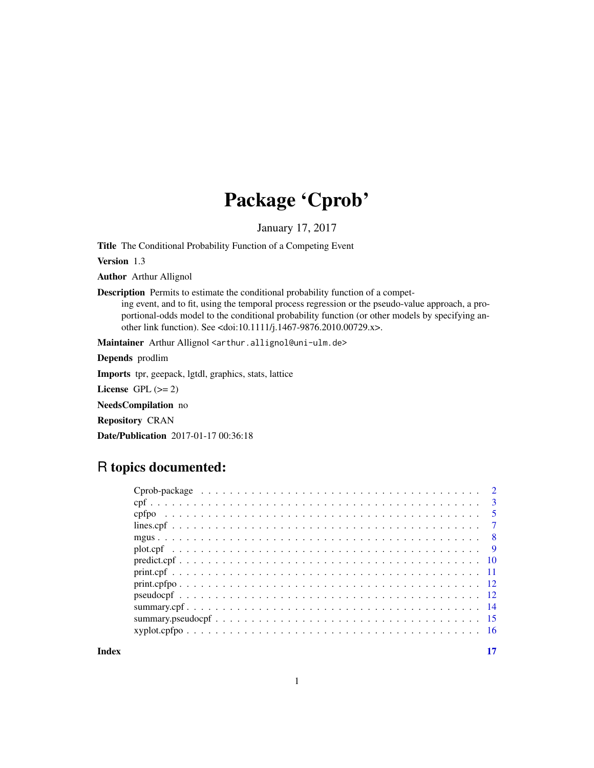# Package 'Cprob'

January 17, 2017

**Title** The Conditional Probability Function of a Competing Event

**Version** 1.3

**Author** Arthur Allignol

**Description** Permits to estimate the conditional probability function of a competing event, and to fit, using the temporal process regression or the pseudo-value approach, a proportional-odds model to the conditional probability function (or other models by specifying another link function). See <doi:10.1111/j.1467-9876.2010.00729.x>.

**Maintainer** Arthur Allignol <arthur.allignol@uni-ulm.de>

**Depends** prodlim

**Imports** tpr, geepack, lgtdl, graphics, stats, lattice

**License** GPL (>= 2)

**NeedsCompilation** no

**Repository** CRAN

**Date/Publication** 2017-01-17 00:36:18

## R topics documented:

| | |
|---|---|
| Cprob-package | 2 |
| cpf | 3 |
| cpfpo | 5 |
| lines.cpf | 7 |
| mgus | 8 |
| plot.cpf | 9 |
| predict.cpf | 10 |
| print.cpf | 11 |
| print.cpfpo | 12 |
| pseudocpf | 12 |
| summary.cpf | 14 |
| summary.pseudocpf | 15 |
| xyplot.cpfpo | 16 |
| **Index** | **17** |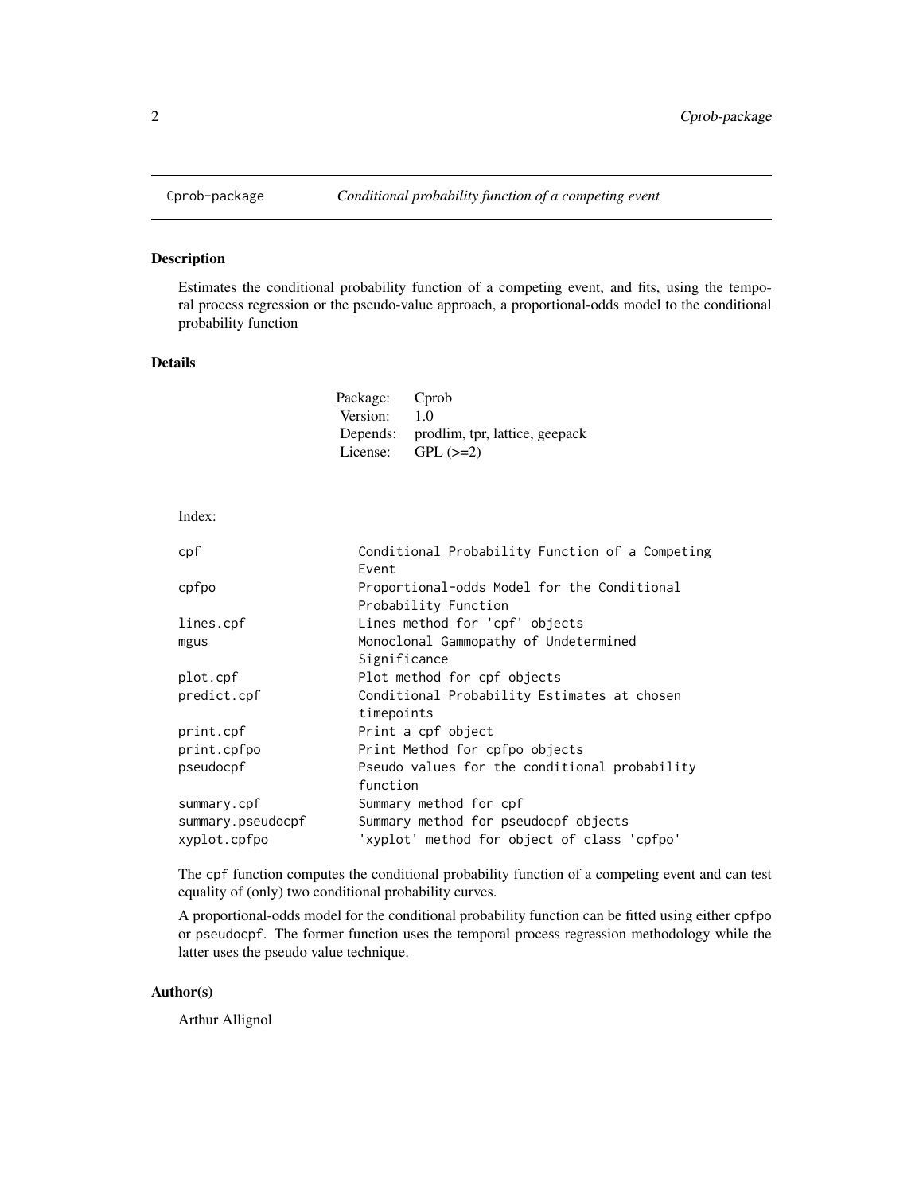Cprob-package *Conditional probability function of a competing event*

## Description

Estimates the conditional probability function of a competing event, and fits, using the temporal process regression or the pseudo-value approach, a proportional-odds model to the conditional probability function

## Details

| | |
|---|---|
| Package: | Cprob |
| Version: | 1.0 |
| Depends: | prodlim, tpr, lattice, geepack |
| License: | GPL (>=2) |

Index:

```
cpf                     Conditional Probability Function of a Competing
                        Event
cpfpo                   Proportional-odds Model for the Conditional
                        Probability Function
lines.cpf               Lines method for 'cpf' objects
mgus                    Monoclonal Gammopathy of Undetermined
                        Significance
plot.cpf                Plot method for cpf objects
predict.cpf             Conditional Probability Estimates at chosen
                        timepoints
print.cpf               Print a cpf object
print.cpfpo             Print Method for cpfpo objects
pseudocpf               Pseudo values for the conditional probability
                        function
summary.cpf             Summary method for cpf
summary.pseudocpf       Summary method for pseudocpf objects
xyplot.cpfpo            'xyplot' method for object of class 'cpfpo'
```

The `cpf` function computes the conditional probability function of a competing event and can test equality of (only) two conditional probability curves.

A proportional-odds model for the conditional probability function can be fitted using either `cpfpo` or `pseudocpf`. The former function uses the temporal process regression methodology while the latter uses the pseudo value technique.

## Author(s)

Arthur Allignol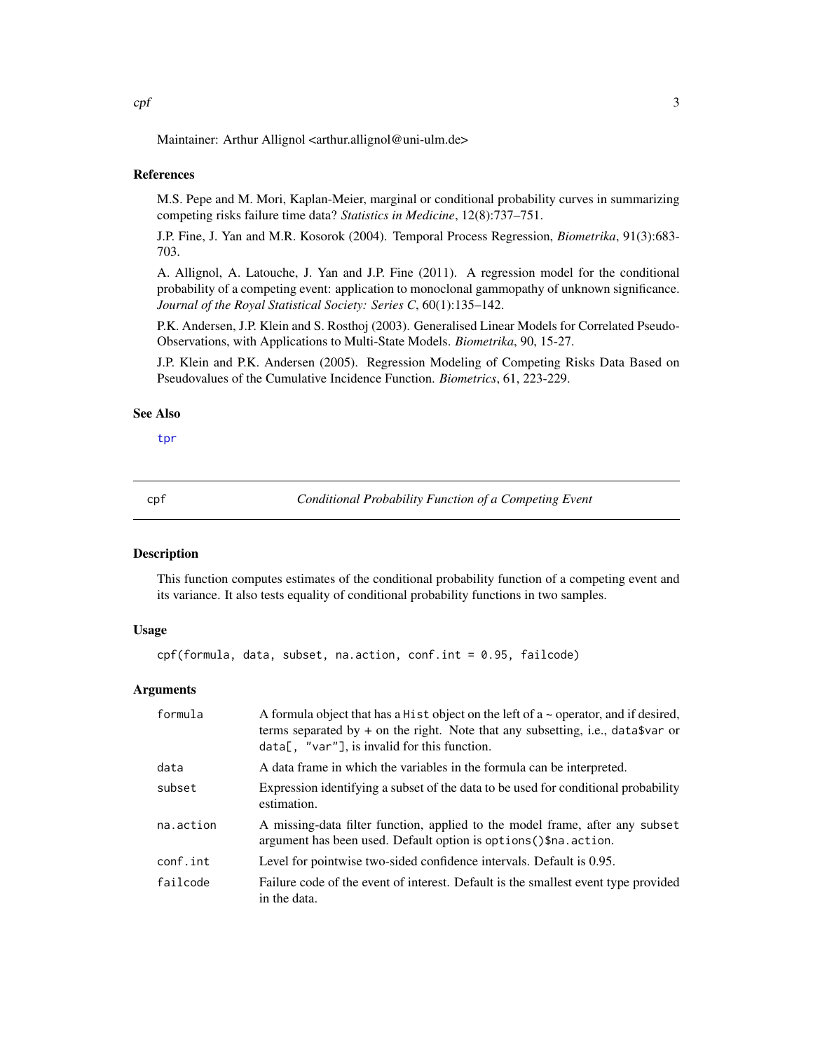Maintainer: Arthur Allignol <arthur.allignol@uni-ulm.de>

### References

M.S. Pepe and M. Mori, Kaplan-Meier, marginal or conditional probability curves in summarizing competing risks failure time data? *Statistics in Medicine*, 12(8):737–751.

J.P. Fine, J. Yan and M.R. Kosorok (2004). Temporal Process Regression, *Biometrika*, 91(3):683-703.

A. Allignol, A. Latouche, J. Yan and J.P. Fine (2011). A regression model for the conditional probability of a competing event: application to monoclonal gammopathy of unknown significance. *Journal of the Royal Statistical Society: Series C*, 60(1):135–142.

P.K. Andersen, J.P. Klein and S. Rosthoj (2003). Generalised Linear Models for Correlated Pseudo-Observations, with Applications to Multi-State Models. *Biometrika*, 90, 15-27.

J.P. Klein and P.K. Andersen (2005). Regression Modeling of Competing Risks Data Based on Pseudovalues of the Cumulative Incidence Function. *Biometrics*, 61, 223-229.

### See Also

tpr

## cpf — *Conditional Probability Function of a Competing Event*

### Description

This function computes estimates of the conditional probability function of a competing event and its variance. It also tests equality of conditional probability functions in two samples.

### Usage

```
cpf(formula, data, subset, na.action, conf.int = 0.95, failcode)
```

### Arguments

| | |
|---|---|
| formula | A formula object that has a Hist object on the left of a ~ operator, and if desired, terms separated by + on the right. Note that any subsetting, i.e., data$var or data[, "var"], is invalid for this function. |
| data | A data frame in which the variables in the formula can be interpreted. |
| subset | Expression identifying a subset of the data to be used for conditional probability estimation. |
| na.action | A missing-data filter function, applied to the model frame, after any subset argument has been used. Default option is options()$na.action. |
| conf.int | Level for pointwise two-sided confidence intervals. Default is 0.95. |
| failcode | Failure code of the event of interest. Default is the smallest event type provided in the data. |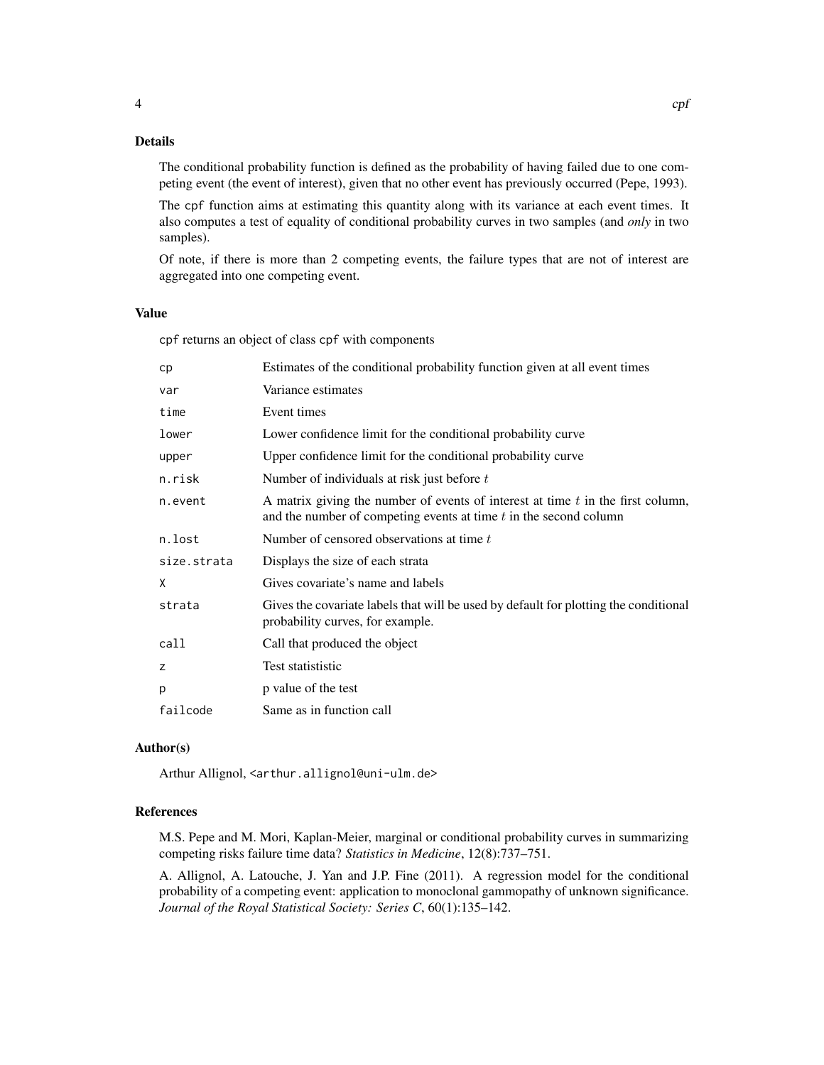### Details

The conditional probability function is defined as the probability of having failed due to one competing event (the event of interest), given that no other event has previously occurred (Pepe, 1993).

The `cpf` function aims at estimating this quantity along with its variance at each event times. It also computes a test of equality of conditional probability curves in two samples (and *only* in two samples).

Of note, if there is more than 2 competing events, the failure types that are not of interest are aggregated into one competing event.

### Value

`cpf` returns an object of class `cpf` with components

| | |
|---|---|
| `cp` | Estimates of the conditional probability function given at all event times |
| `var` | Variance estimates |
| `time` | Event times |
| `lower` | Lower confidence limit for the conditional probability curve |
| `upper` | Upper confidence limit for the conditional probability curve |
| `n.risk` | Number of individuals at risk just before $t$ |
| `n.event` | A matrix giving the number of events of interest at time $t$ in the first column, and the number of competing events at time $t$ in the second column |
| `n.lost` | Number of censored observations at time $t$ |
| `size.strata` | Displays the size of each strata |
| `X` | Gives covariate's name and labels |
| `strata` | Gives the covariate labels that will be used by default for plotting the conditional probability curves, for example. |
| `call` | Call that produced the object |
| `z` | Test statistitic |
| `p` | p value of the test |
| `failcode` | Same as in function call |

### Author(s)

Arthur Allignol, <arthur.allignol@uni-ulm.de>

### References

M.S. Pepe and M. Mori, Kaplan-Meier, marginal or conditional probability curves in summarizing competing risks failure time data? *Statistics in Medicine*, 12(8):737–751.

A. Allignol, A. Latouche, J. Yan and J.P. Fine (2011). A regression model for the conditional probability of a competing event: application to monoclonal gammopathy of unknown significance. *Journal of the Royal Statistical Society: Series C*, 60(1):135–142.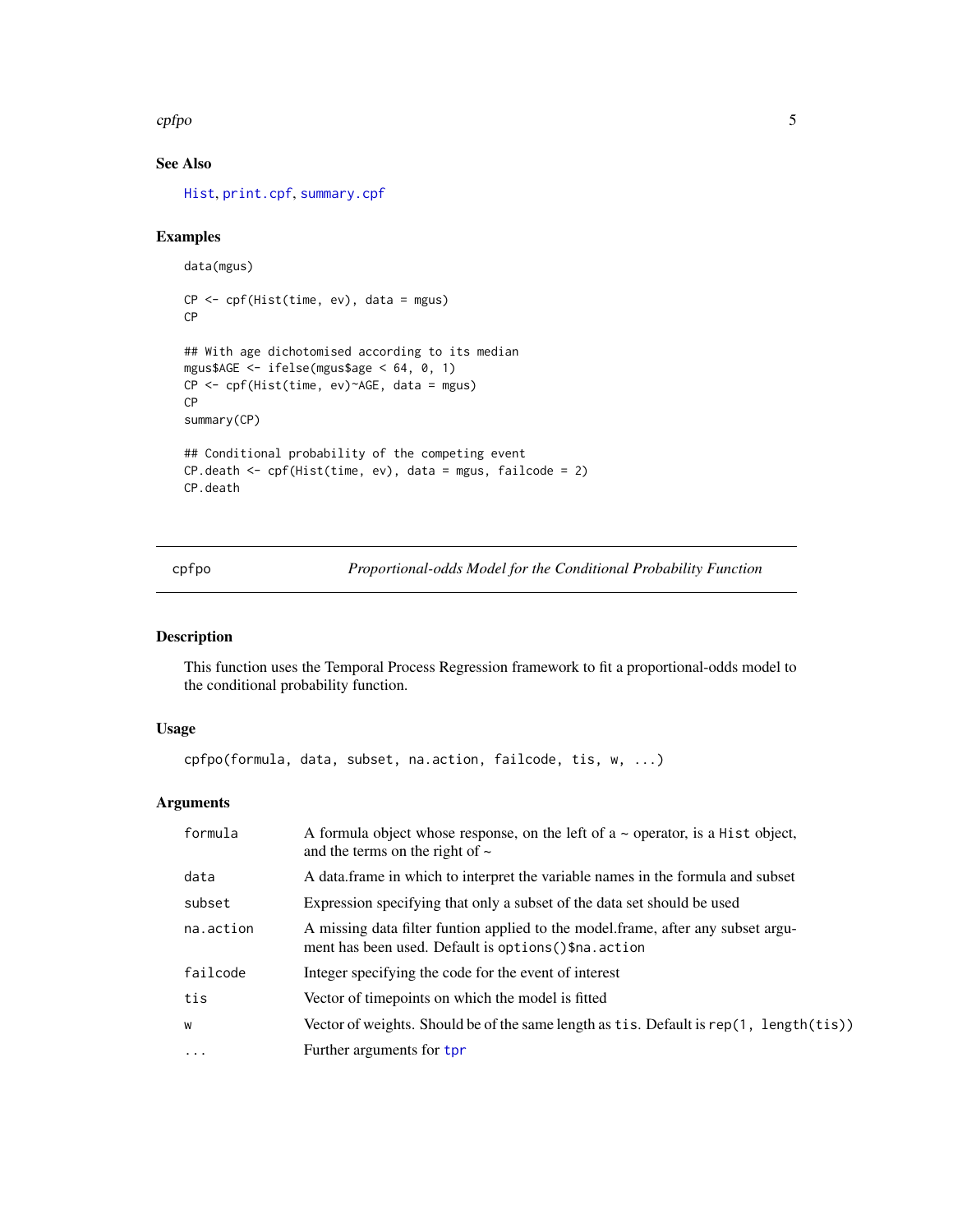## See Also

Hist, print.cpf, summary.cpf

## Examples

```
data(mgus)

CP <- cpf(Hist(time, ev), data = mgus)
CP

## With age dichotomised according to its median
mgus$AGE <- ifelse(mgus$age < 64, 0, 1)
CP <- cpf(Hist(time, ev)~AGE, data = mgus)
CP
summary(CP)

## Conditional probability of the competing event
CP.death <- cpf(Hist(time, ev), data = mgus, failcode = 2)
CP.death
```

---

# cpfpo — *Proportional-odds Model for the Conditional Probability Function*

## Description

This function uses the Temporal Process Regression framework to fit a proportional-odds model to the conditional probability function.

## Usage

```
cpfpo(formula, data, subset, na.action, failcode, tis, w, ...)
```

## Arguments

| | |
|---|---|
| `formula` | A formula object whose response, on the left of a ~ operator, is a `Hist` object, and the terms on the right of ~ |
| `data` | A data.frame in which to interpret the variable names in the formula and subset |
| `subset` | Expression specifying that only a subset of the data set should be used |
| `na.action` | A missing data filter funtion applied to the model.frame, after any subset argument has been used. Default is `options()$na.action` |
| `failcode` | Integer specifying the code for the event of interest |
| `tis` | Vector of timepoints on which the model is fitted |
| `w` | Vector of weights. Should be of the same length as `tis`. Default is `rep(1, length(tis))` |
| `...` | Further arguments for `tpr` |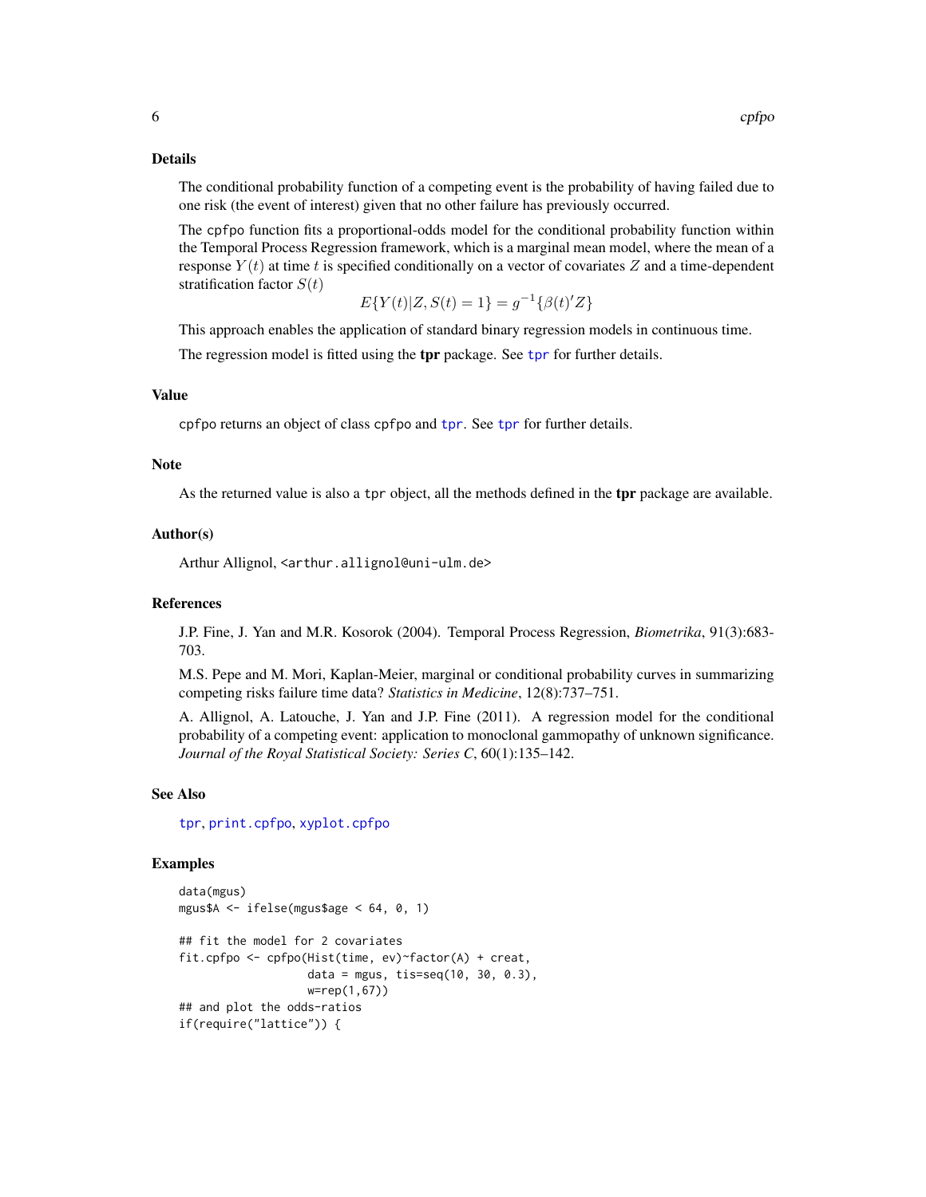### Details

The conditional probability function of a competing event is the probability of having failed due to one risk (the event of interest) given that no other failure has previously occurred.

The cpfpo function fits a proportional-odds model for the conditional probability function within the Temporal Process Regression framework, which is a marginal mean model, where the mean of a response $Y(t)$ at time $t$ is specified conditionally on a vector of covariates $Z$ and a time-dependent stratification factor $S(t)$

$$E\{Y(t)|Z, S(t) = 1\} = g^{-1}\{\beta(t)'Z\}$$

This approach enables the application of standard binary regression models in continuous time.

The regression model is fitted using the **tpr** package. See tpr for further details.

### Value

cpfpo returns an object of class cpfpo and tpr. See tpr for further details.

### Note

As the returned value is also a tpr object, all the methods defined in the **tpr** package are available.

### Author(s)

Arthur Allignol, <arthur.allignol@uni-ulm.de>

### References

J.P. Fine, J. Yan and M.R. Kosorok (2004). Temporal Process Regression, *Biometrika*, 91(3):683-703.

M.S. Pepe and M. Mori, Kaplan-Meier, marginal or conditional probability curves in summarizing competing risks failure time data? *Statistics in Medicine*, 12(8):737–751.

A. Allignol, A. Latouche, J. Yan and J.P. Fine (2011). A regression model for the conditional probability of a competing event: application to monoclonal gammopathy of unknown significance. *Journal of the Royal Statistical Society: Series C*, 60(1):135–142.

### See Also

tpr, print.cpfpo, xyplot.cpfpo

### Examples

```
data(mgus)
mgus$A <- ifelse(mgus$age < 64, 0, 1)

## fit the model for 2 covariates
fit.cpfpo <- cpfpo(Hist(time, ev)~factor(A) + creat,
                   data = mgus, tis=seq(10, 30, 0.3),
                   w=rep(1,67))
## and plot the odds-ratios
if(require("lattice")) {
```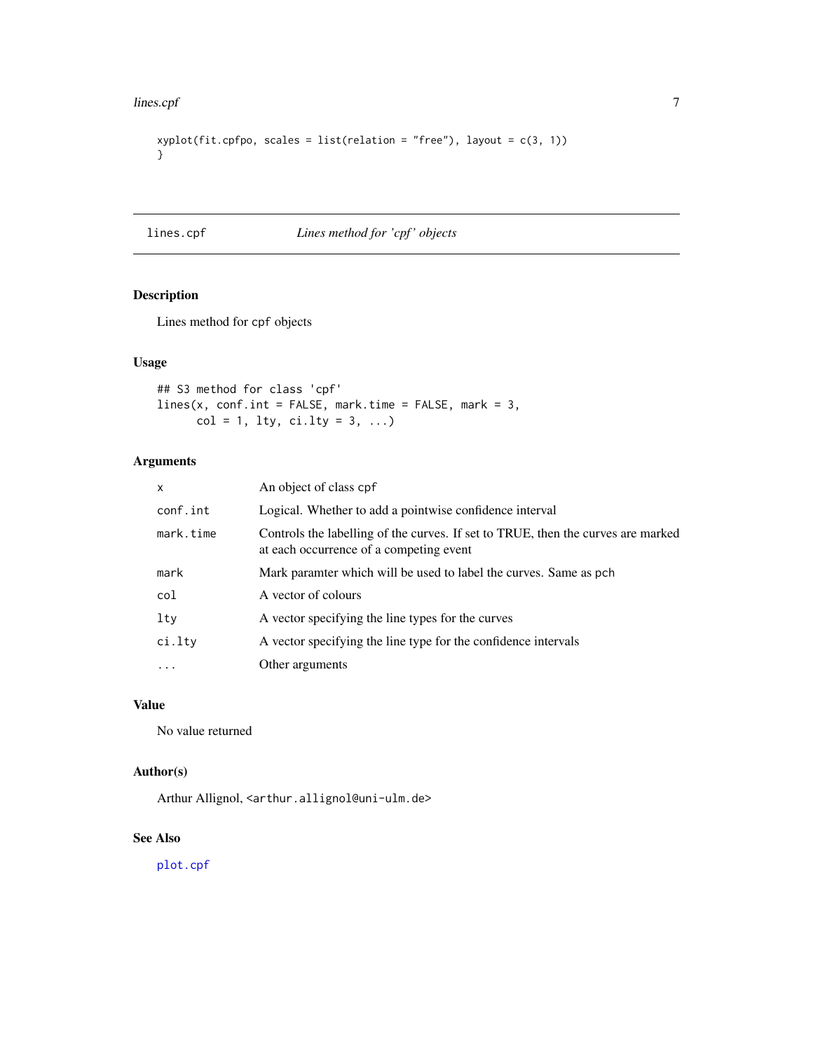```
xyplot(fit.cpfpo, scales = list(relation = "free"), layout = c(3, 1))
}
```

---

## lines.cpf — *Lines method for 'cpf' objects*

### Description

Lines method for cpf objects

### Usage

```
## S3 method for class 'cpf'
lines(x, conf.int = FALSE, mark.time = FALSE, mark = 3,
      col = 1, lty, ci.lty = 3, ...)
```

### Arguments

| | |
|---|---|
| `x` | An object of class cpf |
| `conf.int` | Logical. Whether to add a pointwise confidence interval |
| `mark.time` | Controls the labelling of the curves. If set to TRUE, then the curves are marked at each occurrence of a competing event |
| `mark` | Mark paramter which will be used to label the curves. Same as pch |
| `col` | A vector of colours |
| `lty` | A vector specifying the line types for the curves |
| `ci.lty` | A vector specifying the line type for the confidence intervals |
| `...` | Other arguments |

### Value

No value returned

### Author(s)

Arthur Allignol, <arthur.allignol@uni-ulm.de>

### See Also

plot.cpf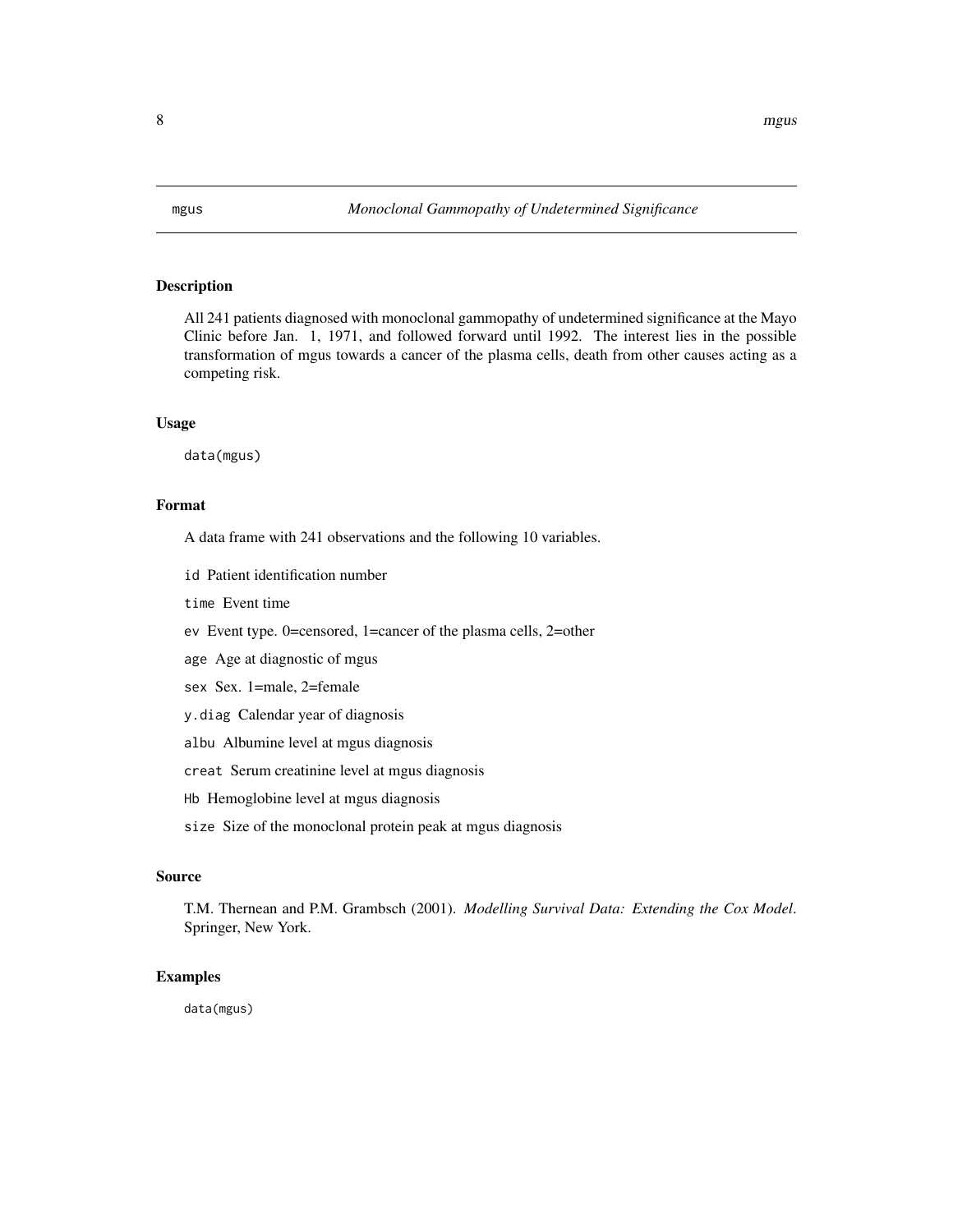mgus — *Monoclonal Gammopathy of Undetermined Significance*

## Description

All 241 patients diagnosed with monoclonal gammopathy of undetermined significance at the Mayo Clinic before Jan. 1, 1971, and followed forward until 1992. The interest lies in the possible transformation of mgus towards a cancer of the plasma cells, death from other causes acting as a competing risk.

## Usage

```
data(mgus)
```

## Format

A data frame with 241 observations and the following 10 variables.

- `id` Patient identification number
- `time` Event time
- `ev` Event type. 0=censored, 1=cancer of the plasma cells, 2=other
- `age` Age at diagnostic of mgus
- `sex` Sex. 1=male, 2=female
- `y.diag` Calendar year of diagnosis
- `albu` Albumine level at mgus diagnosis
- `creat` Serum creatinine level at mgus diagnosis
- `Hb` Hemoglobine level at mgus diagnosis
- `size` Size of the monoclonal protein peak at mgus diagnosis

## Source

T.M. Thernean and P.M. Grambsch (2001). *Modelling Survival Data: Extending the Cox Model*. Springer, New York.

## Examples

```
data(mgus)
```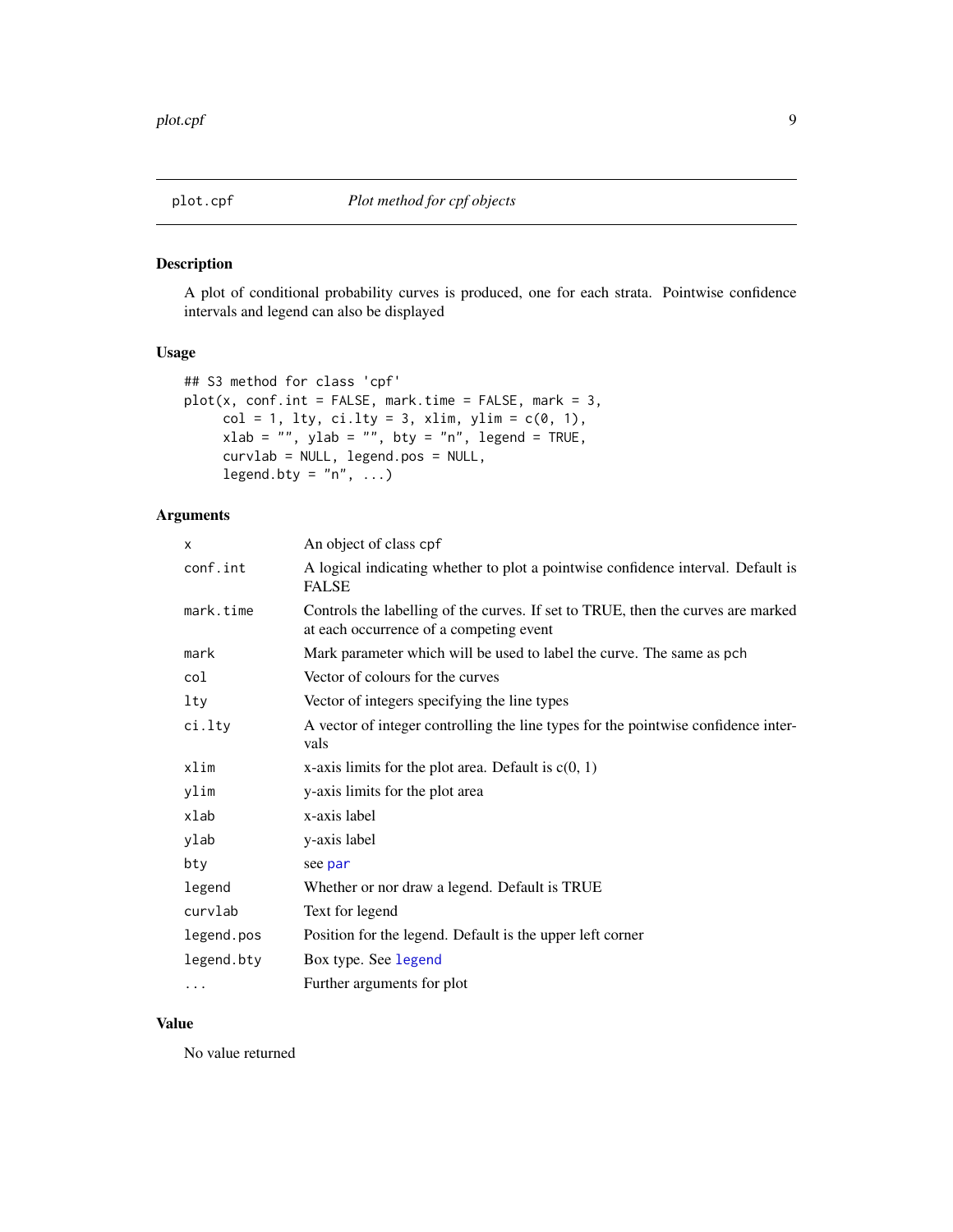plot.cpf — *Plot method for cpf objects*

## Description

A plot of conditional probability curves is produced, one for each strata. Pointwise confidence intervals and legend can also be displayed

## Usage

```
## S3 method for class 'cpf'
plot(x, conf.int = FALSE, mark.time = FALSE, mark = 3,
     col = 1, lty, ci.lty = 3, xlim, ylim = c(0, 1),
     xlab = "", ylab = "", bty = "n", legend = TRUE,
     curvlab = NULL, legend.pos = NULL,
     legend.bty = "n", ...)
```

## Arguments

| | |
|---|---|
| `x` | An object of class `cpf` |
| `conf.int` | A logical indicating whether to plot a pointwise confidence interval. Default is FALSE |
| `mark.time` | Controls the labelling of the curves. If set to TRUE, then the curves are marked at each occurrence of a competing event |
| `mark` | Mark parameter which will be used to label the curve. The same as `pch` |
| `col` | Vector of colours for the curves |
| `lty` | Vector of integers specifying the line types |
| `ci.lty` | A vector of integer controlling the line types for the pointwise confidence intervals |
| `xlim` | x-axis limits for the plot area. Default is c(0, 1) |
| `ylim` | y-axis limits for the plot area |
| `xlab` | x-axis label |
| `ylab` | y-axis label |
| `bty` | see `par` |
| `legend` | Whether or nor draw a legend. Default is TRUE |
| `curvlab` | Text for legend |
| `legend.pos` | Position for the legend. Default is the upper left corner |
| `legend.bty` | Box type. See `legend` |
| `...` | Further arguments for plot |

## Value

No value returned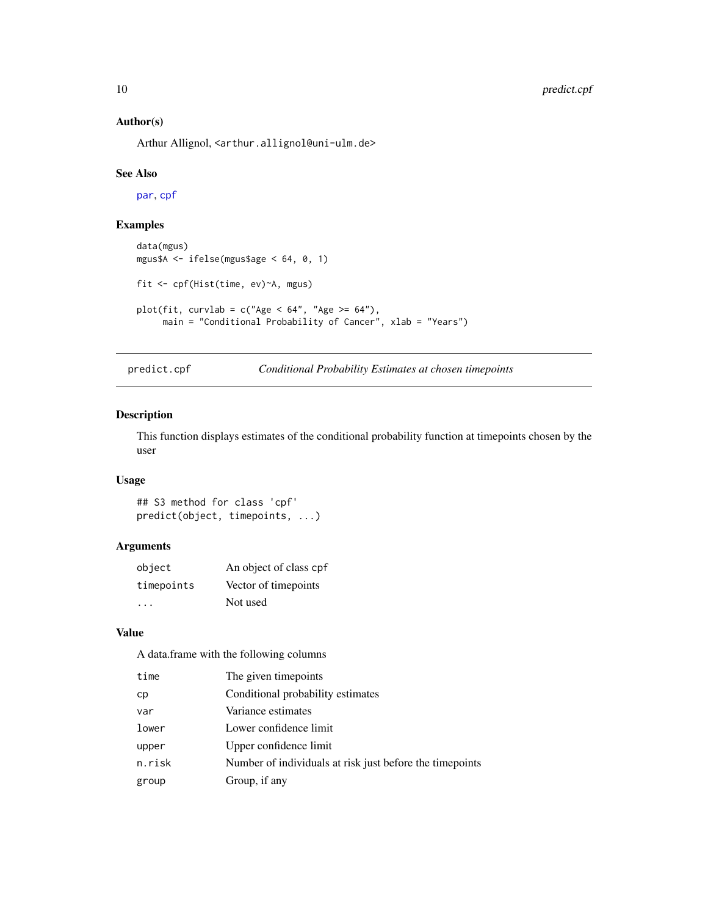### Author(s)

Arthur Allignol, <arthur.allignol@uni-ulm.de>

### See Also

par, cpf

### Examples

```
data(mgus)
mgus$A <- ifelse(mgus$age < 64, 0, 1)

fit <- cpf(Hist(time, ev)~A, mgus)

plot(fit, curvlab = c("Age < 64", "Age >= 64"),
     main = "Conditional Probability of Cancer", xlab = "Years")
```

---

## predict.cpf — *Conditional Probability Estimates at chosen timepoints*

---

### Description

This function displays estimates of the conditional probability function at timepoints chosen by the user

### Usage

```
## S3 method for class 'cpf'
predict(object, timepoints, ...)
```

### Arguments

| | |
|---|---|
| `object` | An object of class cpf |
| `timepoints` | Vector of timepoints |
| `...` | Not used |

### Value

A data.frame with the following columns

| | |
|---|---|
| `time` | The given timepoints |
| `cp` | Conditional probability estimates |
| `var` | Variance estimates |
| `lower` | Lower confidence limit |
| `upper` | Upper confidence limit |
| `n.risk` | Number of individuals at risk just before the timepoints |
| `group` | Group, if any |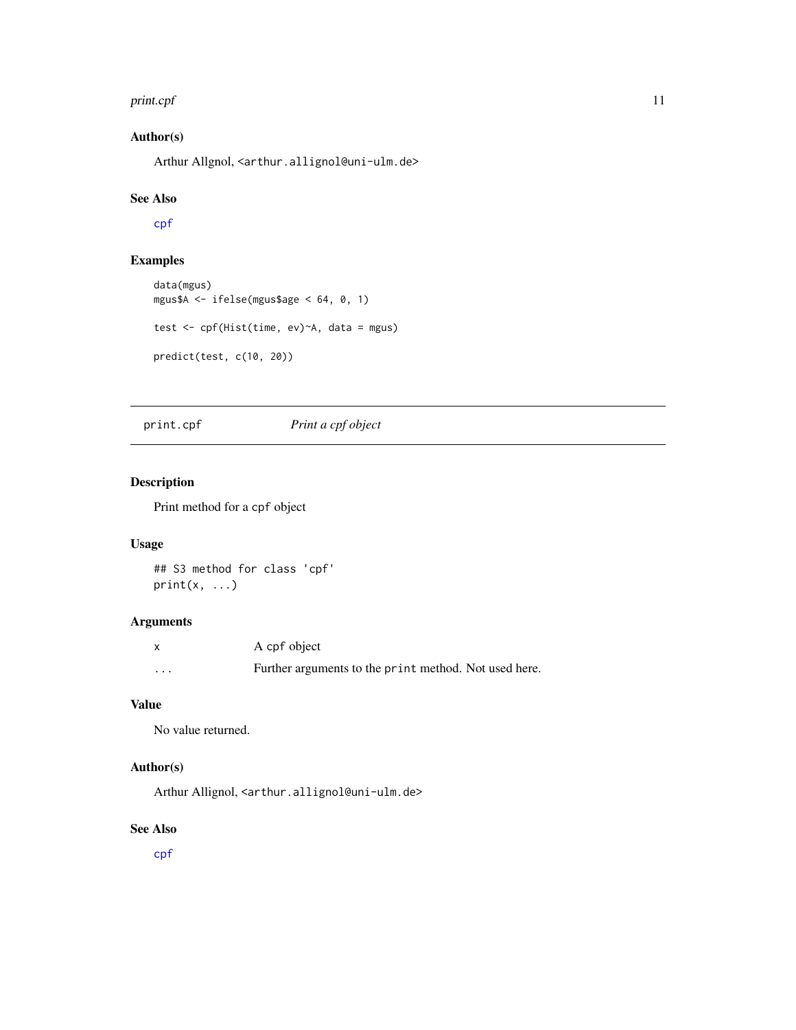### Author(s)

Arthur Allgnol, <arthur.allignol@uni-ulm.de>

### See Also

cpf

### Examples

```
data(mgus)
mgus$A <- ifelse(mgus$age < 64, 0, 1)

test <- cpf(Hist(time, ev)~A, data = mgus)

predict(test, c(10, 20))
```

---

## print.cpf *Print a cpf object*

### Description

Print method for a cpf object

### Usage

```
## S3 method for class 'cpf'
print(x, ...)
```

### Arguments

| | |
|---|---|
| x | A cpf object |
| ... | Further arguments to the print method. Not used here. |

### Value

No value returned.

### Author(s)

Arthur Allignol, <arthur.allignol@uni-ulm.de>

### See Also

cpf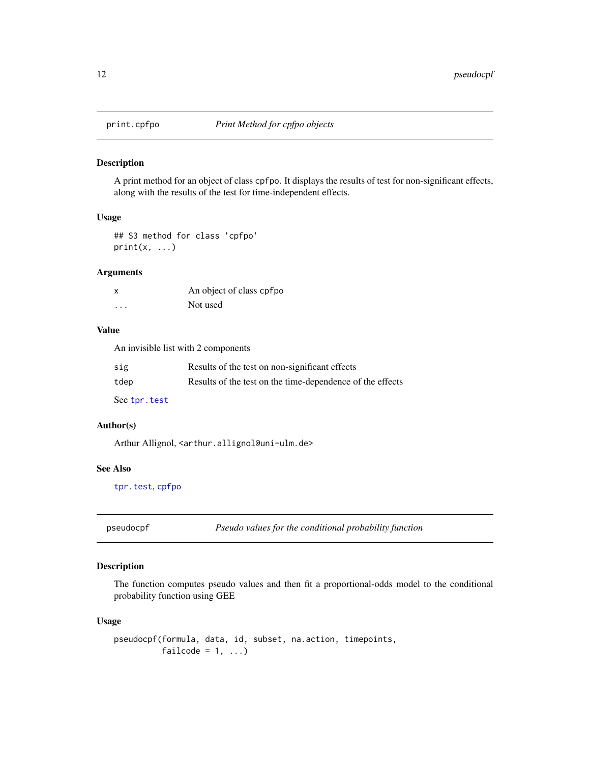## print.cpfpo    *Print Method for cpfpo objects*

### Description

A print method for an object of class cpfpo. It displays the results of test for non-significant effects, along with the results of the test for time-independent effects.

### Usage

```
## S3 method for class 'cpfpo'
print(x, ...)
```

### Arguments

| | |
|---|---|
| x | An object of class cpfpo |
| ... | Not used |

### Value

An invisible list with 2 components

| | |
|---|---|
| sig | Results of the test on non-significant effects |
| tdep | Results of the test on the time-dependence of the effects |

See tpr.test

### Author(s)

Arthur Allignol, <arthur.allignol@uni-ulm.de>

### See Also

tpr.test, cpfpo

## pseudocpf    *Pseudo values for the conditional probability function*

### Description

The function computes pseudo values and then fit a proportional-odds model to the conditional probability function using GEE

### Usage

```
pseudocpf(formula, data, id, subset, na.action, timepoints,
          failcode = 1, ...)
```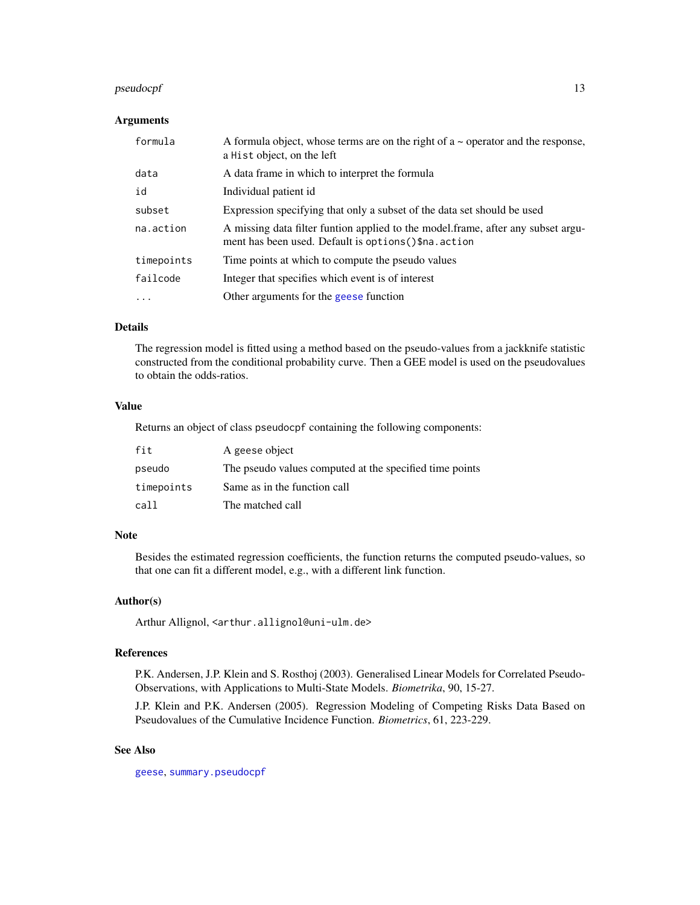## Arguments

| | |
|---|---|
| `formula` | A formula object, whose terms are on the right of a ~ operator and the response, a `Hist` object, on the left |
| `data` | A data frame in which to interpret the formula |
| `id` | Individual patient id |
| `subset` | Expression specifying that only a subset of the data set should be used |
| `na.action` | A missing data filter funtion applied to the model.frame, after any subset argument has been used. Default is `options()$na.action` |
| `timepoints` | Time points at which to compute the pseudo values |
| `failcode` | Integer that specifies which event is of interest |
| `...` | Other arguments for the `geese` function |

## Details

The regression model is fitted using a method based on the pseudo-values from a jackknife statistic constructed from the conditional probability curve. Then a GEE model is used on the pseudovalues to obtain the odds-ratios.

## Value

Returns an object of class `pseudocpf` containing the following components:

| | |
|---|---|
| `fit` | A geese object |
| `pseudo` | The pseudo values computed at the specified time points |
| `timepoints` | Same as in the function call |
| `call` | The matched call |

## Note

Besides the estimated regression coefficients, the function returns the computed pseudo-values, so that one can fit a different model, e.g., with a different link function.

## Author(s)

Arthur Allignol, <arthur.allignol@uni-ulm.de>

## References

P.K. Andersen, J.P. Klein and S. Rosthoj (2003). Generalised Linear Models for Correlated Pseudo-Observations, with Applications to Multi-State Models. *Biometrika*, 90, 15-27.

J.P. Klein and P.K. Andersen (2005). Regression Modeling of Competing Risks Data Based on Pseudovalues of the Cumulative Incidence Function. *Biometrics*, 61, 223-229.

## See Also

`geese`, `summary.pseudocpf`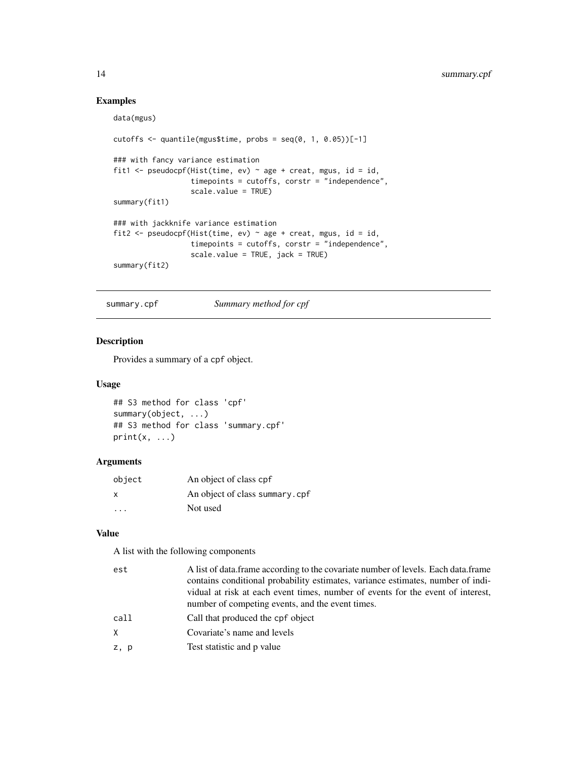## Examples

```
data(mgus)

cutoffs <- quantile(mgus$time, probs = seq(0, 1, 0.05))[-1]

### with fancy variance estimation
fit1 <- pseudocpf(Hist(time, ev) ~ age + creat, mgus, id = id,
                  timepoints = cutoffs, corstr = "independence",
                  scale.value = TRUE)
summary(fit1)

### with jackknife variance estimation
fit2 <- pseudocpf(Hist(time, ev) ~ age + creat, mgus, id = id,
                  timepoints = cutoffs, corstr = "independence",
                  scale.value = TRUE, jack = TRUE)
summary(fit2)
```

---

`summary.cpf` &nbsp;&nbsp;&nbsp;&nbsp; *Summary method for cpf*

---

## Description

Provides a summary of a `cpf` object.

## Usage

```
## S3 method for class 'cpf'
summary(object, ...)
## S3 method for class 'summary.cpf'
print(x, ...)
```

## Arguments

| | |
|---|---|
| `object` | An object of class `cpf` |
| `x` | An object of class `summary.cpf` |
| `...` | Not used |

## Value

A list with the following components

| | |
|---|---|
| `est` | A list of data.frame according to the covariate number of levels. Each data.frame contains conditional probability estimates, variance estimates, number of individual at risk at each event times, number of events for the event of interest, number of competing events, and the event times. |
| `call` | Call that produced the `cpf` object |
| `X` | Covariate's name and levels |
| `z, p` | Test statistic and p value |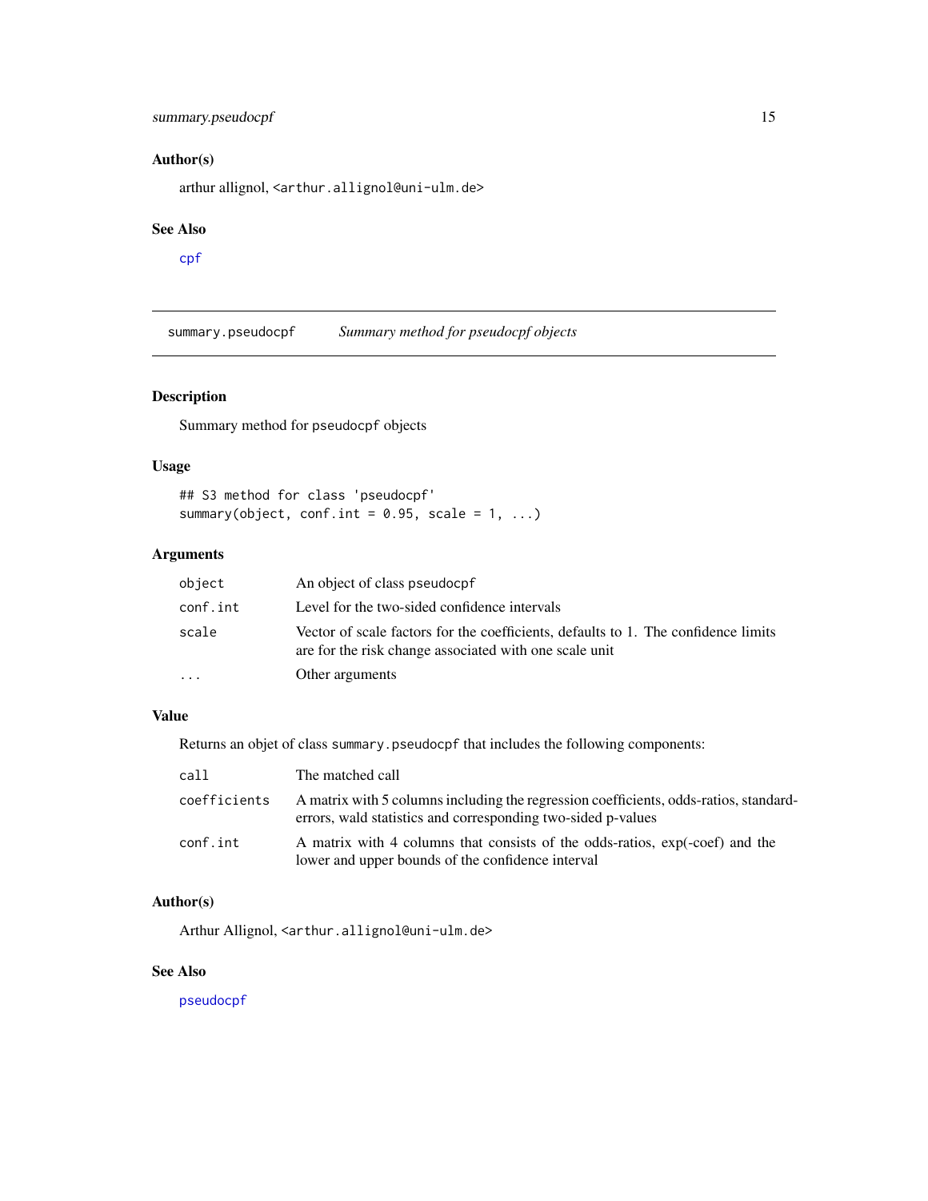### Author(s)

arthur allignol, <arthur.allignol@uni-ulm.de>

### See Also

cpf

---

## summary.pseudocpf — *Summary method for pseudocpf objects*

---

### Description

Summary method for pseudocpf objects

### Usage

```
## S3 method for class 'pseudocpf'
summary(object, conf.int = 0.95, scale = 1, ...)
```

### Arguments

| | |
|---|---|
| object | An object of class pseudocpf |
| conf.int | Level for the two-sided confidence intervals |
| scale | Vector of scale factors for the coefficients, defaults to 1. The confidence limits are for the risk change associated with one scale unit |
| ... | Other arguments |

### Value

Returns an objet of class summary.pseudocpf that includes the following components:

| | |
|---|---|
| call | The matched call |
| coefficients | A matrix with 5 columns including the regression coefficients, odds-ratios, standard-errors, wald statistics and corresponding two-sided p-values |
| conf.int | A matrix with 4 columns that consists of the odds-ratios, exp(-coef) and the lower and upper bounds of the confidence interval |

### Author(s)

Arthur Allignol, <arthur.allignol@uni-ulm.de>

### See Also

pseudocpf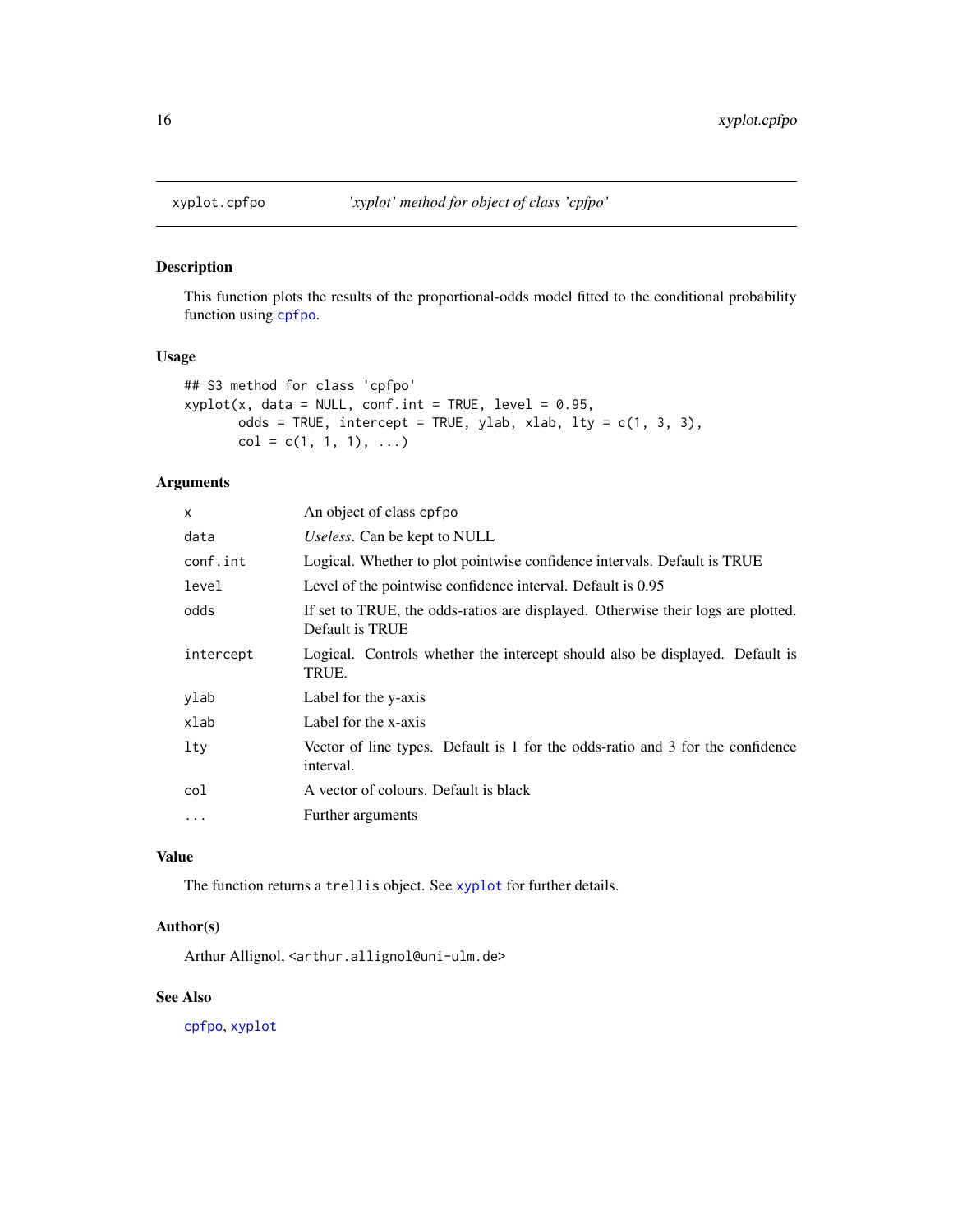xyplot.cpfpo *'xyplot' method for object of class 'cpfpo'*

## Description

This function plots the results of the proportional-odds model fitted to the conditional probability function using cpfpo.

## Usage

```
## S3 method for class 'cpfpo'
xyplot(x, data = NULL, conf.int = TRUE, level = 0.95,
       odds = TRUE, intercept = TRUE, ylab, xlab, lty = c(1, 3, 3),
       col = c(1, 1, 1), ...)
```

## Arguments

| | |
|---|---|
| x | An object of class cpfpo |
| data | *Useless*. Can be kept to NULL |
| conf.int | Logical. Whether to plot pointwise confidence intervals. Default is TRUE |
| level | Level of the pointwise confidence interval. Default is 0.95 |
| odds | If set to TRUE, the odds-ratios are displayed. Otherwise their logs are plotted. Default is TRUE |
| intercept | Logical. Controls whether the intercept should also be displayed. Default is TRUE. |
| ylab | Label for the y-axis |
| xlab | Label for the x-axis |
| lty | Vector of line types. Default is 1 for the odds-ratio and 3 for the confidence interval. |
| col | A vector of colours. Default is black |
| ... | Further arguments |

## Value

The function returns a trellis object. See xyplot for further details.

## Author(s)

Arthur Allignol, <arthur.allignol@uni-ulm.de>

## See Also

cpfpo, xyplot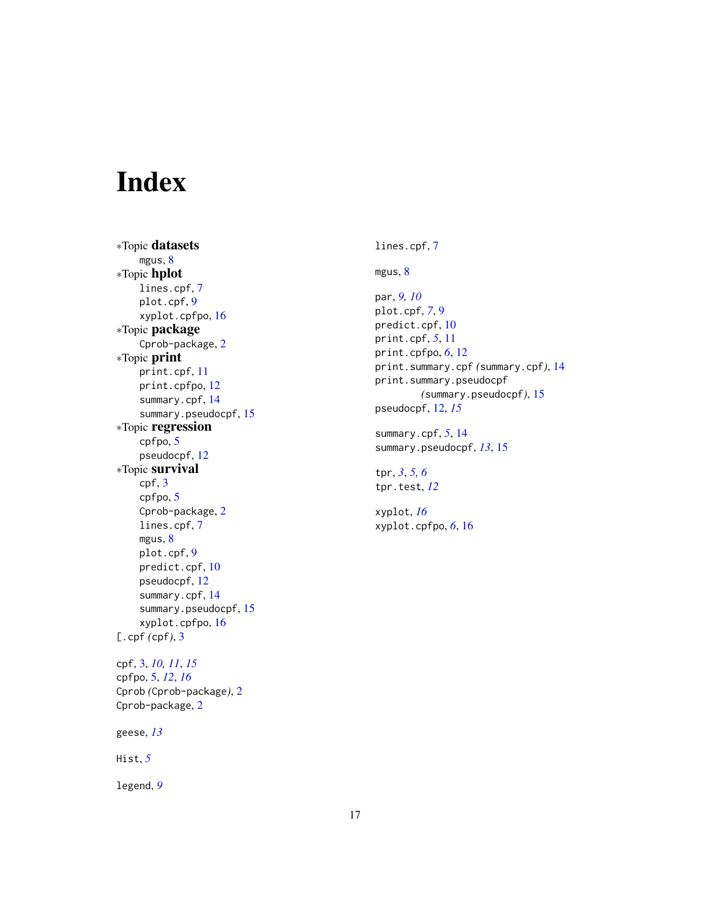# Index

*Topic **datasets**
  mgus, 8
*Topic **hplot**
  lines.cpf, 7
  plot.cpf, 9
  xyplot.cpfpo, 16
*Topic **package**
  Cprob-package, 2
*Topic **print**
  print.cpf, 11
  print.cpfpo, 12
  summary.cpf, 14
  summary.pseudocpf, 15
*Topic **regression**
  cpfpo, 5
  pseudocpf, 12
*Topic **survival**
  cpf, 3
  cpfpo, 5
  Cprob-package, 2
  lines.cpf, 7
  mgus, 8
  plot.cpf, 9
  predict.cpf, 10
  pseudocpf, 12
  summary.cpf, 14
  summary.pseudocpf, 15
  xyplot.cpfpo, 16
[.cpf *(*cpf*)*, 3

cpf, 3, *10, 11*, *15*
cpfpo, 5, *12*, *16*
Cprob *(*Cprob-package*)*, 2
Cprob-package, 2

geese, *13*

Hist, *5*

legend, *9*

lines.cpf, 7

mgus, 8

par, *9, 10*
plot.cpf, *7*, 9
predict.cpf, 10
print.cpf, *5*, 11
print.cpfpo, *6*, 12
print.summary.cpf *(*summary.cpf*)*, 14
print.summary.pseudocpf
  *(*summary.pseudocpf*)*, 15
pseudocpf, 12, *15*

summary.cpf, *5*, 14
summary.pseudocpf, *13*, 15

tpr, *3*, *5*, *6*
tpr.test, *12*

xyplot, *16*
xyplot.cpfpo, *6*, 16